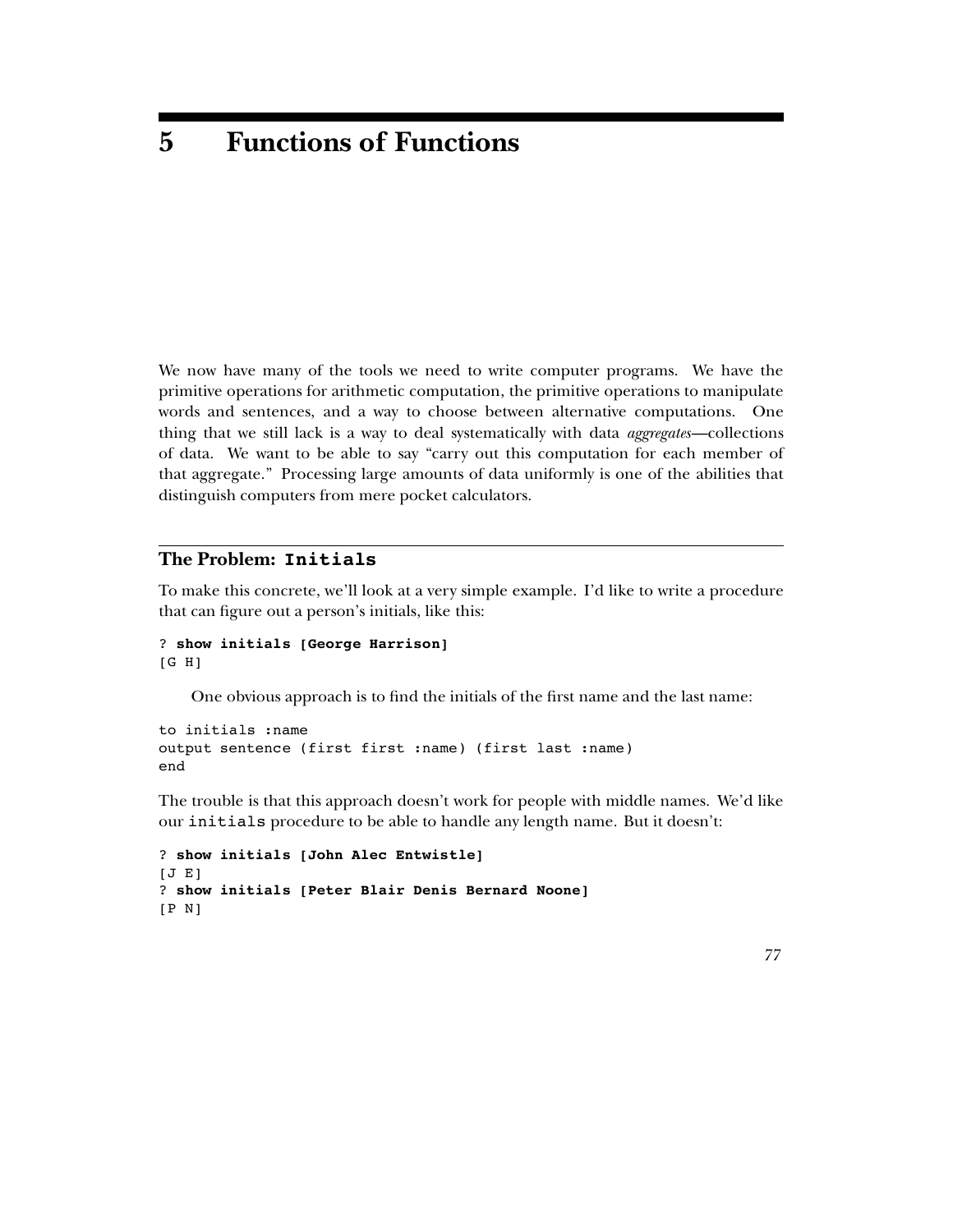# 5 Functions of Functions

We now have many of the tools we need to write computer programs. We have the primitive operations for arithmetic computation, the primitive operations to manipulate words and sentences, and a way to choose between alternative computations. One thing that we still lack is a way to deal systematically with data *aggregates*—collections of data. We want to be able to say "carry out this computation for each member of that aggregate." Processing large amounts of data uniformly is one of the abilities that distinguish computers from mere pocket calculators.

## The Problem: `Initials`

To make this concrete, we'll look at a very simple example. I'd like to write a procedure that can figure out a person's initials, like this:

```
? show initials [George Harrison]
[G H]
```

One obvious approach is to find the initials of the first name and the last name:

```
to initials :name
output sentence (first first :name) (first last :name)
end
```

The trouble is that this approach doesn't work for people with middle names. We'd like our `initials` procedure to be able to handle any length name. But it doesn't:

```
? show initials [John Alec Entwistle]
[J E]
? show initials [Peter Blair Denis Bernard Noone]
[P N]
```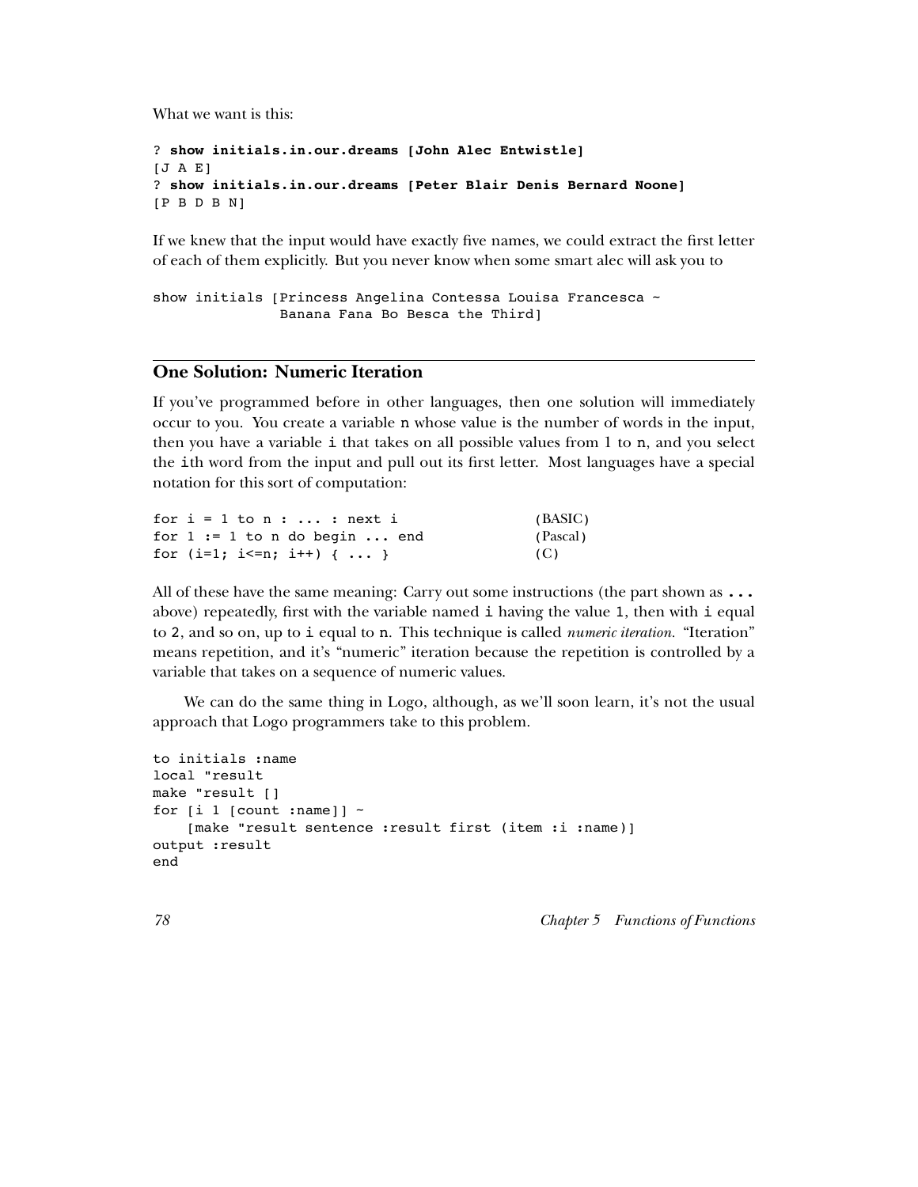What we want is this:

```
? show initials.in.our.dreams [John Alec Entwistle]
[J A E]
? show initials.in.our.dreams [Peter Blair Denis Bernard Noone]
[P B D B N]
```

If we knew that the input would have exactly five names, we could extract the first letter of each of them explicitly. But you never know when some smart alec will ask you to

```
show initials [Princess Angelina Contessa Louisa Francesca ~
               Banana Fana Bo Besca the Third]
```

## One Solution: Numeric Iteration

If you've programmed before in other languages, then one solution will immediately occur to you. You create a variable `n` whose value is the number of words in the input, then you have a variable `i` that takes on all possible values from 1 to `n`, and you select the `i`th word from the input and pull out its first letter. Most languages have a special notation for this sort of computation:

```
for i = 1 to n : ... : next i              (BASIC)
for 1 := 1 to n do begin ... end           (Pascal)
for (i=1; i<=n; i++) { ... }               (C)
```

All of these have the same meaning: Carry out some instructions (the part shown as `...` above) repeatedly, first with the variable named `i` having the value `1`, then with `i` equal to `2`, and so on, up to `i` equal to `n`. This technique is called *numeric iteration.* "Iteration" means repetition, and it's "numeric" iteration because the repetition is controlled by a variable that takes on a sequence of numeric values.

We can do the same thing in Logo, although, as we'll soon learn, it's not the usual approach that Logo programmers take to this problem.

```
to initials :name
local "result
make "result []
for [i 1 [count :name]] ~
    [make "result sentence :result first (item :i :name)]
output :result
end
```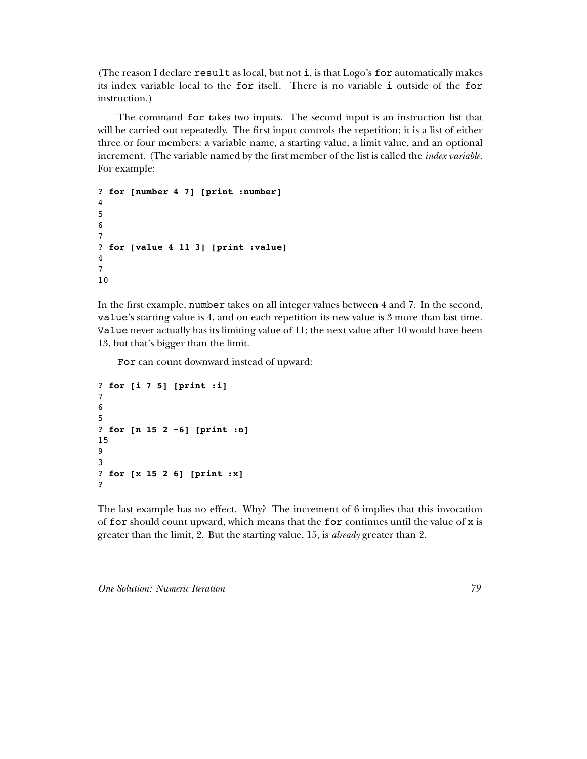(The reason I declare `result` as local, but not `i`, is that Logo's `for` automatically makes its index variable local to the `for` itself. There is no variable `i` outside of the `for` instruction.)

The command `for` takes two inputs. The second input is an instruction list that will be carried out repeatedly. The first input controls the repetition; it is a list of either three or four members: a variable name, a starting value, a limit value, and an optional increment. (The variable named by the first member of the list is called the *index variable*. For example:

```
? for [number 4 7] [print :number]
4
5
6
7
? for [value 4 11 3] [print :value]
4
7
10
```

In the first example, `number` takes on all integer values between 4 and 7. In the second, `value`'s starting value is 4, and on each repetition its new value is 3 more than last time. `Value` never actually has its limiting value of 11; the next value after 10 would have been 13, but that's bigger than the limit.

`For` can count downward instead of upward:

```
? for [i 7 5] [print :i]
7
6
5
? for [n 15 2 -6] [print :n]
15
9
3
? for [x 15 2 6] [print :x]
?
```

The last example has no effect. Why? The increment of 6 implies that this invocation of `for` should count upward, which means that the `for` continues until the value of `x` is greater than the limit, 2. But the starting value, 15, is *already* greater than 2.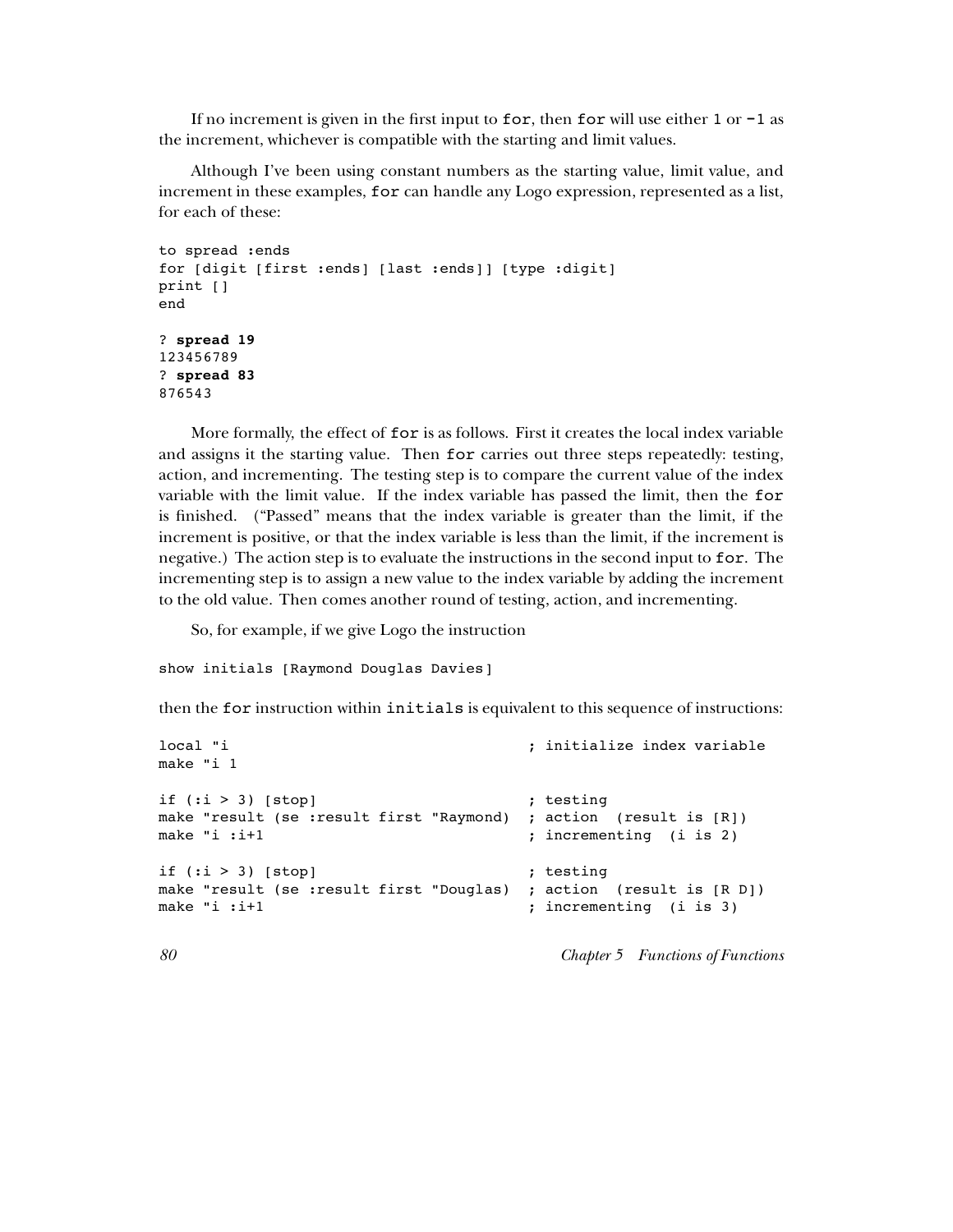If no increment is given in the first input to `for`, then `for` will use either `1` or `-1` as the increment, whichever is compatible with the starting and limit values.

Although I've been using constant numbers as the starting value, limit value, and increment in these examples, `for` can handle any Logo expression, represented as a list, for each of these:

```
to spread :ends
for [digit [first :ends] [last :ends]] [type :digit]
print []
end

? spread 19
123456789
? spread 83
876543
```

More formally, the effect of `for` is as follows. First it creates the local index variable and assigns it the starting value. Then `for` carries out three steps repeatedly: testing, action, and incrementing. The testing step is to compare the current value of the index variable with the limit value. If the index variable has passed the limit, then the `for` is finished. ("Passed" means that the index variable is greater than the limit, if the increment is positive, or that the index variable is less than the limit, if the increment is negative.) The action step is to evaluate the instructions in the second input to `for`. The incrementing step is to assign a new value to the index variable by adding the increment to the old value. Then comes another round of testing, action, and incrementing.

So, for example, if we give Logo the instruction

```
show initials [Raymond Douglas Davies]
```

then the `for` instruction within `initials` is equivalent to this sequence of instructions:

```
local "i                                   ; initialize index variable
make "i 1

if (:i > 3) [stop]                         ; testing
make "result (se :result first "Raymond)  ; action  (result is [R])
make "i :i+1                               ; incrementing  (i is 2)

if (:i > 3) [stop]                         ; testing
make "result (se :result first "Douglas)  ; action  (result is [R D])
make "i :i+1                               ; incrementing  (i is 3)
```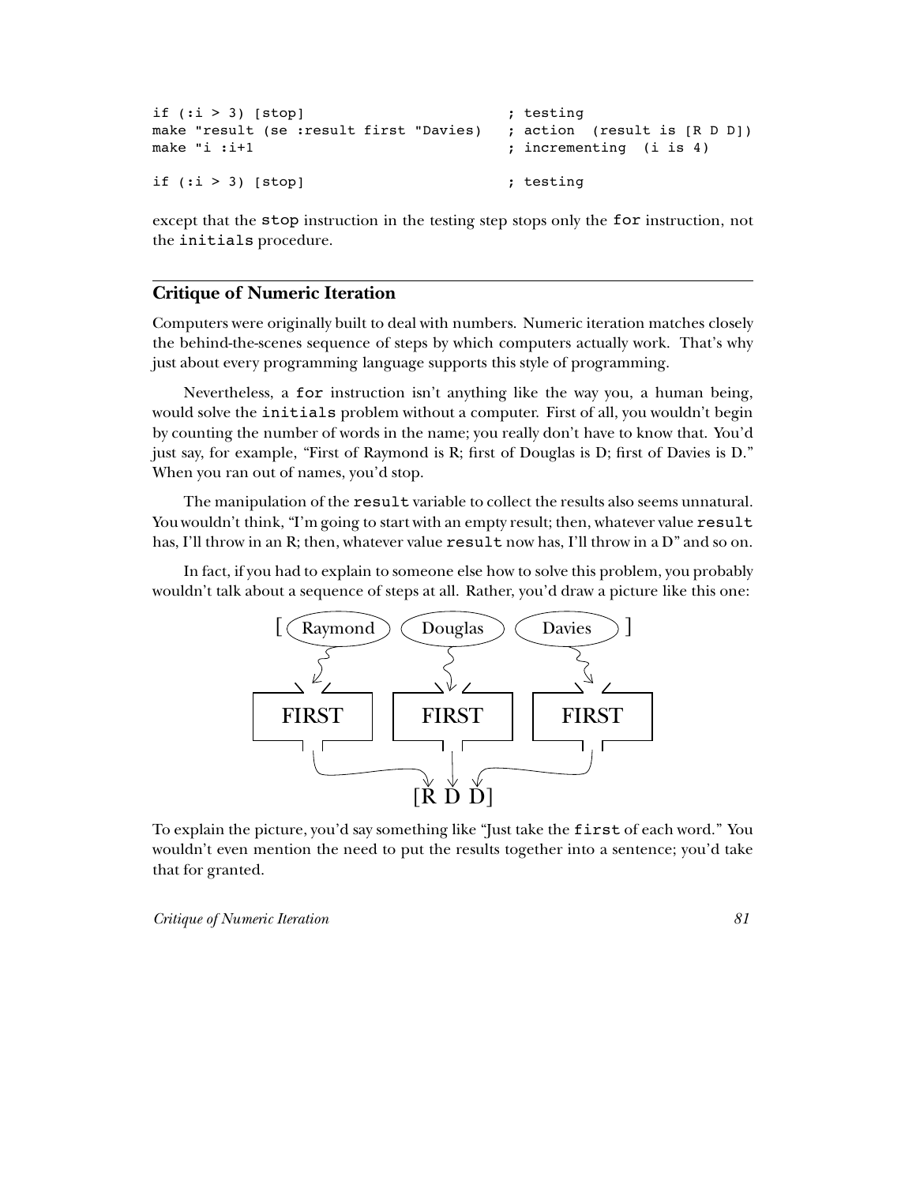```
if (:i > 3) [stop]                          ; testing
make "result (se :result first "Davies)     ; action  (result is [R D D])
make "i :i+1                                ; incrementing  (i is 4)

if (:i > 3) [stop]                          ; testing
```

except that the `stop` instruction in the testing step stops only the `for` instruction, not the `initials` procedure.

## Critique of Numeric Iteration

Computers were originally built to deal with numbers. Numeric iteration matches closely the behind-the-scenes sequence of steps by which computers actually work. That's why just about every programming language supports this style of programming.

Nevertheless, a `for` instruction isn't anything like the way you, a human being, would solve the `initials` problem without a computer. First of all, you wouldn't begin by counting the number of words in the name; you really don't have to know that. You'd just say, for example, "First of Raymond is R; first of Douglas is D; first of Davies is D." When you ran out of names, you'd stop.

The manipulation of the `result` variable to collect the results also seems unnatural. You wouldn't think, "I'm going to start with an empty result; then, whatever value `result` has, I'll throw in an R; then, whatever value `result` now has, I'll throw in a D" and so on.

In fact, if you had to explain to someone else how to solve this problem, you probably wouldn't talk about a sequence of steps at all. Rather, you'd draw a picture like this one:

```
[ (Raymond)   (Douglas)   (Davies) ]
      |           |           |
      v           v           v
  | FIRST |   | FIRST |   | FIRST |
      |           |           |
      +---------> [R D D] <---+
```

To explain the picture, you'd say something like "Just take the `first` of each word." You wouldn't even mention the need to put the results together into a sentence; you'd take that for granted.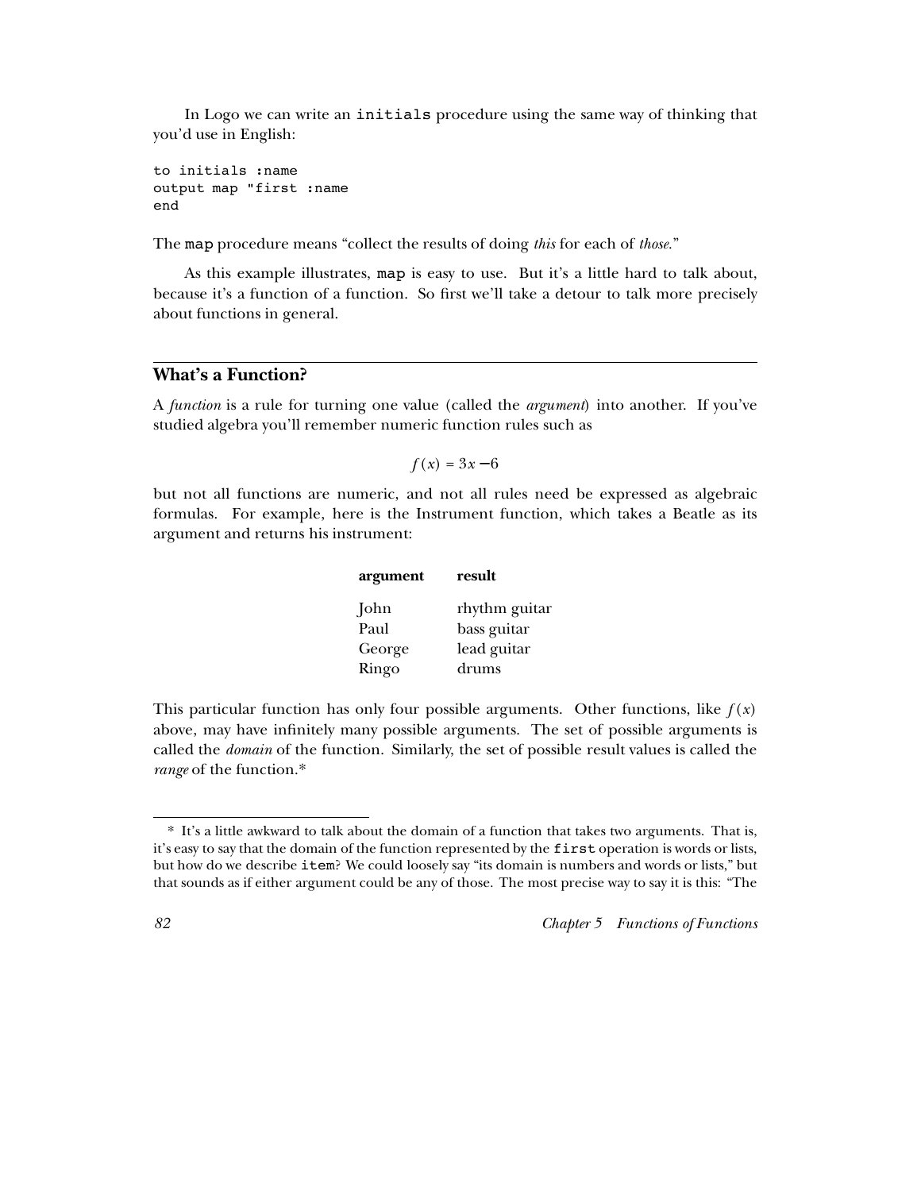In Logo we can write an `initials` procedure using the same way of thinking that you'd use in English:

```
to initials :name
output map "first :name
end
```

The `map` procedure means "collect the results of doing *this* for each of *those*."

As this example illustrates, `map` is easy to use. But it's a little hard to talk about, because it's a function of a function. So first we'll take a detour to talk more precisely about functions in general.

## What's a Function?

A *function* is a rule for turning one value (called the *argument*) into another. If you've studied algebra you'll remember numeric function rules such as

$$f(x) = 3x - 6$$

but not all functions are numeric, and not all rules need be expressed as algebraic formulas. For example, here is the Instrument function, which takes a Beatle as its argument and returns his instrument:

| **argument** | **result** |
|---|---|
| John | rhythm guitar |
| Paul | bass guitar |
| George | lead guitar |
| Ringo | drums |

This particular function has only four possible arguments. Other functions, like $f(x)$ above, may have infinitely many possible arguments. The set of possible arguments is called the *domain* of the function. Similarly, the set of possible result values is called the *range* of the function.*

* It's a little awkward to talk about the domain of a function that takes two arguments. That is, it's easy to say that the domain of the function represented by the `first` operation is words or lists, but how do we describe `item`? We could loosely say "its domain is numbers and words or lists," but that sounds as if either argument could be any of those. The most precise way to say it is this: "The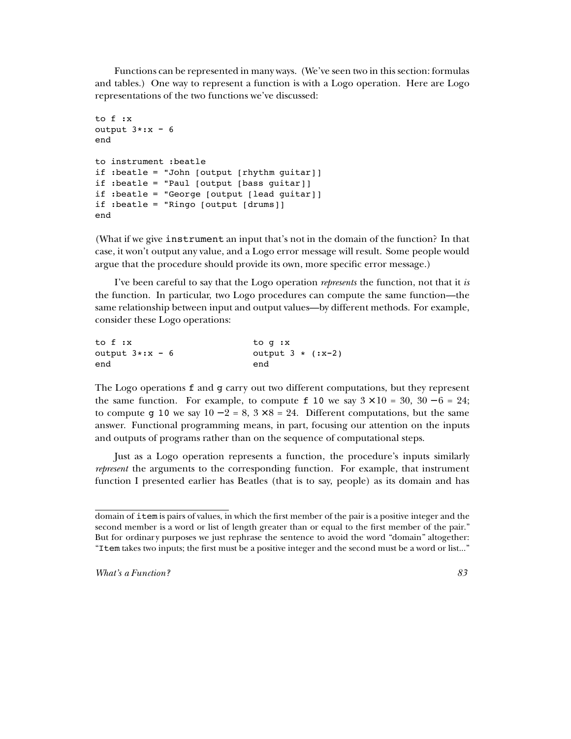Functions can be represented in many ways. (We've seen two in this section: formulas and tables.) One way to represent a function is with a Logo operation. Here are Logo representations of the two functions we've discussed:

```
to f :x
output 3*:x - 6
end

to instrument :beatle
if :beatle = "John [output [rhythm guitar]]
if :beatle = "Paul [output [bass guitar]]
if :beatle = "George [output [lead guitar]]
if :beatle = "Ringo [output [drums]]
end
```

(What if we give `instrument` an input that's not in the domain of the function? In that case, it won't output any value, and a Logo error message will result. Some people would argue that the procedure should provide its own, more specific error message.)

I've been careful to say that the Logo operation *represents* the function, not that it *is* the function. In particular, two Logo procedures can compute the same function—the same relationship between input and output values—by different methods. For example, consider these Logo operations:

```
to f :x                        to g :x
output 3*:x - 6                output 3 * (:x-2)
end                            end
```

The Logo operations `f` and `g` carry out two different computations, but they represent the same function. For example, to compute `f 10` we say $3 \times 10 = 30$, $30 - 6 = 24$; to compute `g 10` we say $10 - 2 = 8$, $3 \times 8 = 24$. Different computations, but the same answer. Functional programming means, in part, focusing our attention on the inputs and outputs of programs rather than on the sequence of computational steps.

Just as a Logo operation represents a function, the procedure's inputs similarly *represent* the arguments to the corresponding function. For example, that instrument function I presented earlier has Beatles (that is to say, people) as its domain and has

---

domain of `item` is pairs of values, in which the first member of the pair is a positive integer and the second member is a word or list of length greater than or equal to the first member of the pair." But for ordinary purposes we just rephrase the sentence to avoid the word "domain" altogether: "`Item` takes two inputs; the first must be a positive integer and the second must be a word or list..."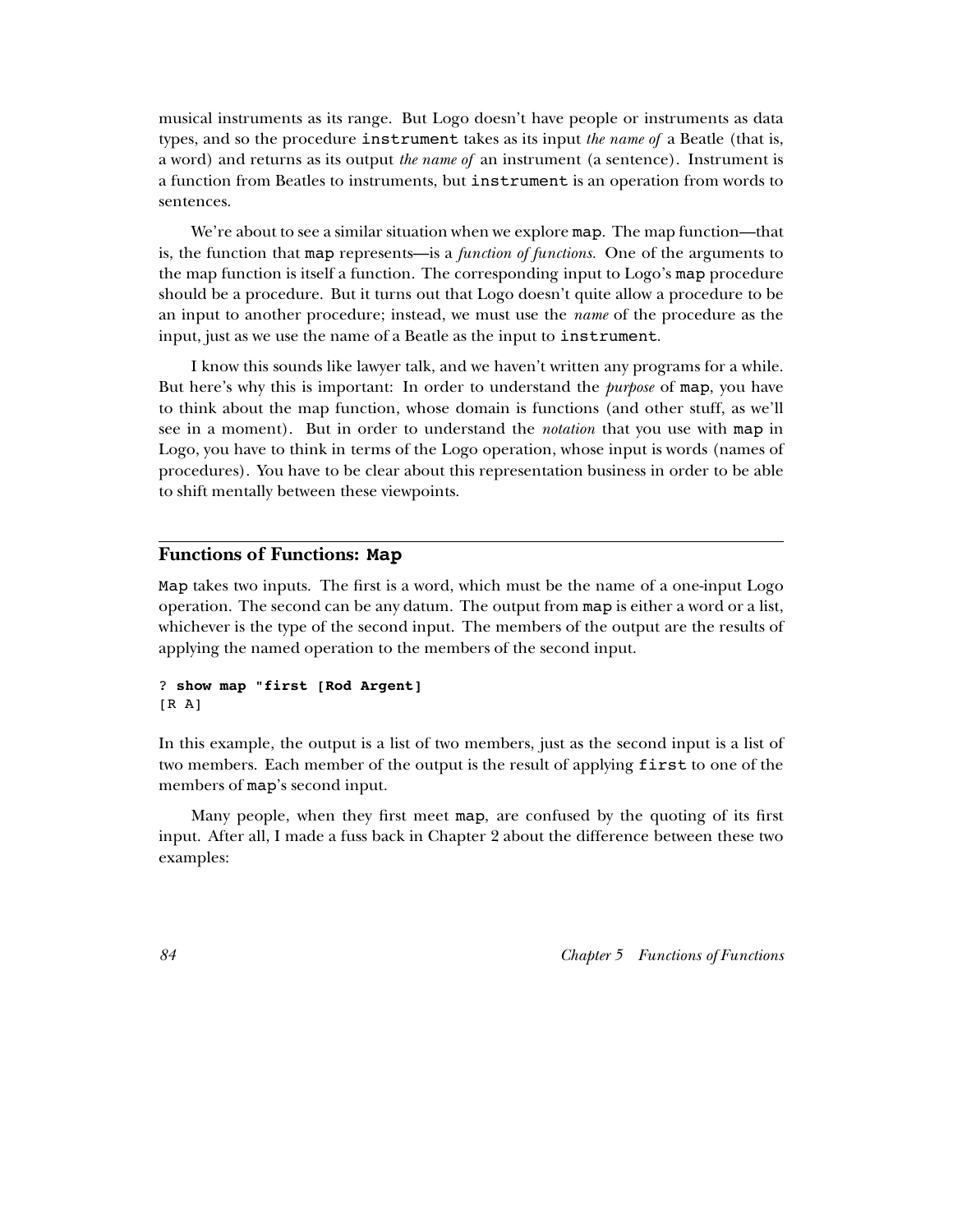musical instruments as its range. But Logo doesn't have people or instruments as data types, and so the procedure `instrument` takes as its input *the name of* a Beatle (that is, a word) and returns as its output *the name of* an instrument (a sentence). Instrument is a function from Beatles to instruments, but `instrument` is an operation from words to sentences.

We're about to see a similar situation when we explore `map`. The map function—that is, the function that `map` represents—is a *function of functions*. One of the arguments to the map function is itself a function. The corresponding input to Logo's `map` procedure should be a procedure. But it turns out that Logo doesn't quite allow a procedure to be an input to another procedure; instead, we must use the *name* of the procedure as the input, just as we use the name of a Beatle as the input to `instrument`.

I know this sounds like lawyer talk, and we haven't written any programs for a while. But here's why this is important: In order to understand the *purpose* of `map`, you have to think about the map function, whose domain is functions (and other stuff, as we'll see in a moment). But in order to understand the *notation* that you use with `map` in Logo, you have to think in terms of the Logo operation, whose input is words (names of procedures). You have to be clear about this representation business in order to be able to shift mentally between these viewpoints.

## Functions of Functions: `Map`

`Map` takes two inputs. The first is a word, which must be the name of a one-input Logo operation. The second can be any datum. The output from `map` is either a word or a list, whichever is the type of the second input. The members of the output are the results of applying the named operation to the members of the second input.

```
? show map "first [Rod Argent]
[R A]
```

In this example, the output is a list of two members, just as the second input is a list of two members. Each member of the output is the result of applying `first` to one of the members of `map`'s second input.

Many people, when they first meet `map`, are confused by the quoting of its first input. After all, I made a fuss back in Chapter 2 about the difference between these two examples: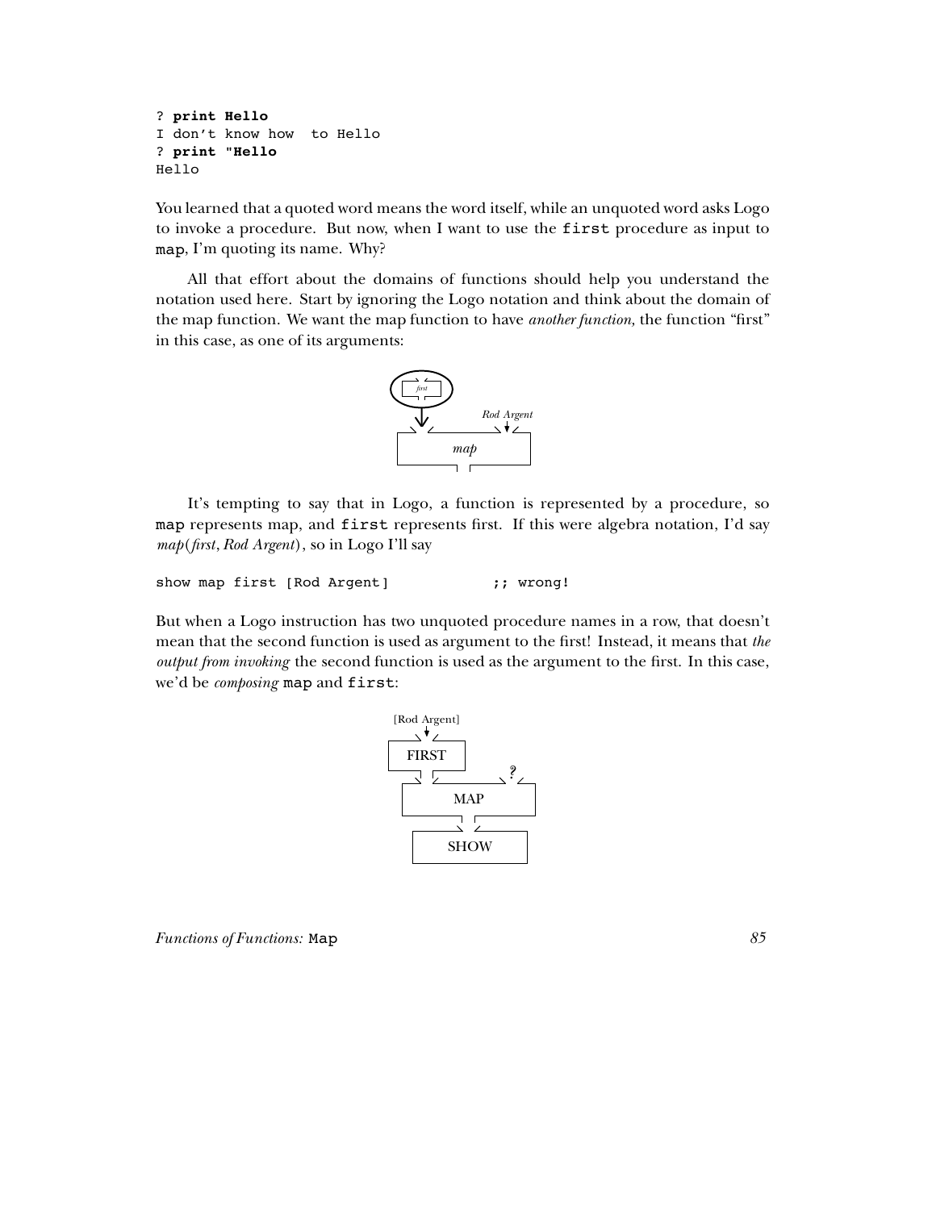```
? print Hello
I don't know how  to Hello
? print "Hello
Hello
```

You learned that a quoted word means the word itself, while an unquoted word asks Logo to invoke a procedure. But now, when I want to use the `first` procedure as input to `map`, I'm quoting its name. Why?

All that effort about the domains of functions should help you understand the notation used here. Start by ignoring the Logo notation and think about the domain of the map function. We want the map function to have *another function,* the function "first" in this case, as one of its arguments:

It's tempting to say that in Logo, a function is represented by a procedure, so `map` represents map, and `first` represents first. If this were algebra notation, I'd say *map*(*first*, *Rod Argent*), so in Logo I'll say

```
show map first [Rod Argent]            ;; wrong!
```

But when a Logo instruction has two unquoted procedure names in a row, that doesn't mean that the second function is used as argument to the first! Instead, it means that *the output from invoking* the second function is used as the argument to the first. In this case, we'd be *composing* `map` and `first`: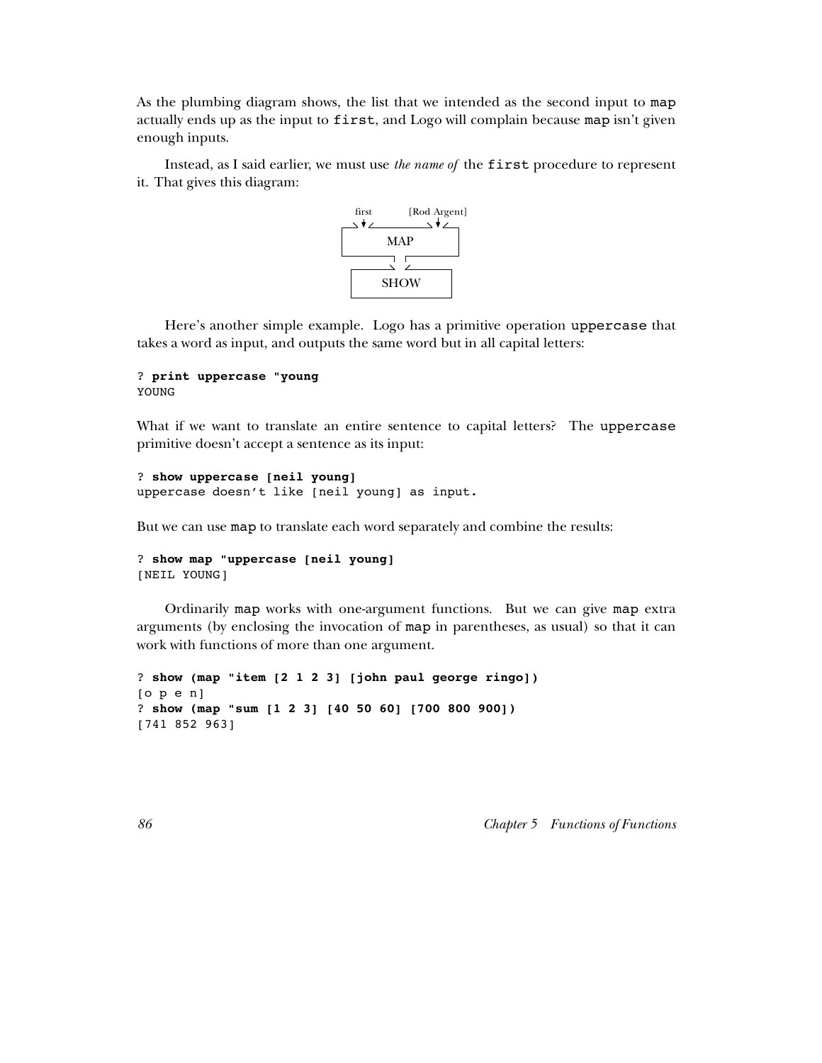As the plumbing diagram shows, the list that we intended as the second input to `map` actually ends up as the input to `first`, and Logo will complain because `map` isn't given enough inputs.

Instead, as I said earlier, we must use *the name of* the `first` procedure to represent it. That gives this diagram:

```
first        [Rod Argent]
  |               |
+-------------------+
|        MAP        |
+-------------------+
          |
    +-----------+
    |   SHOW    |
    +-----------+
```

Here's another simple example. Logo has a primitive operation `uppercase` that takes a word as input, and outputs the same word but in all capital letters:

```
? print uppercase "young
YOUNG
```

What if we want to translate an entire sentence to capital letters? The `uppercase` primitive doesn't accept a sentence as its input:

```
? show uppercase [neil young]
uppercase doesn't like [neil young] as input.
```

But we can use `map` to translate each word separately and combine the results:

```
? show map "uppercase [neil young]
[NEIL YOUNG]
```

Ordinarily `map` works with one-argument functions. But we can give `map` extra arguments (by enclosing the invocation of `map` in parentheses, as usual) so that it can work with functions of more than one argument.

```
? show (map "item [2 1 2 3] [john paul george ringo])
[o p e n]
? show (map "sum [1 2 3] [40 50 60] [700 800 900])
[741 852 963]
```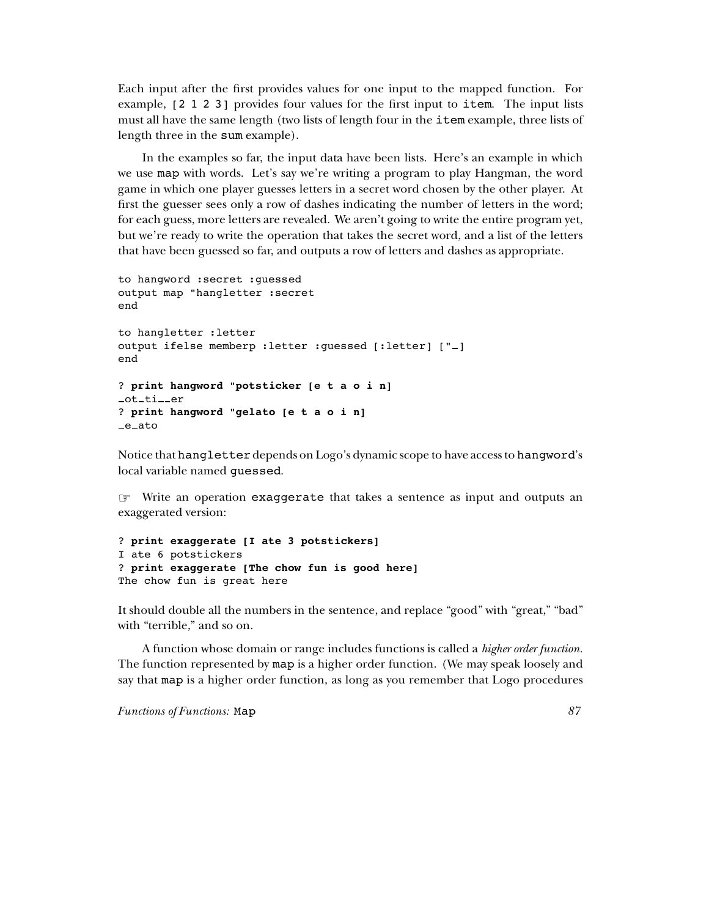Each input after the first provides values for one input to the mapped function. For example, `[2 1 2 3]` provides four values for the first input to `item`. The input lists must all have the same length (two lists of length four in the `item` example, three lists of length three in the `sum` example).

In the examples so far, the input data have been lists. Here's an example in which we use `map` with words. Let's say we're writing a program to play Hangman, the word game in which one player guesses letters in a secret word chosen by the other player. At first the guesser sees only a row of dashes indicating the number of letters in the word; for each guess, more letters are revealed. We aren't going to write the entire program yet, but we're ready to write the operation that takes the secret word, and a list of the letters that have been guessed so far, and outputs a row of letters and dashes as appropriate.

```
to hangword :secret :guessed
output map "hangletter :secret
end

to hangletter :letter
output ifelse memberp :letter :guessed [:letter] ["_]
end

? print hangword "potsticker [e t a o i n]
_ot_ti__er
? print hangword "gelato [e t a o i n]
_e_ato
```

Notice that `hangletter` depends on Logo's dynamic scope to have access to `hangword`'s local variable named `guessed`.

☞ Write an operation `exaggerate` that takes a sentence as input and outputs an exaggerated version:

```
? print exaggerate [I ate 3 potstickers]
I ate 6 potstickers
? print exaggerate [The chow fun is good here]
The chow fun is great here
```

It should double all the numbers in the sentence, and replace "good" with "great," "bad" with "terrible," and so on.

A function whose domain or range includes functions is called a *higher order function*. The function represented by `map` is a higher order function. (We may speak loosely and say that `map` is a higher order function, as long as you remember that Logo procedures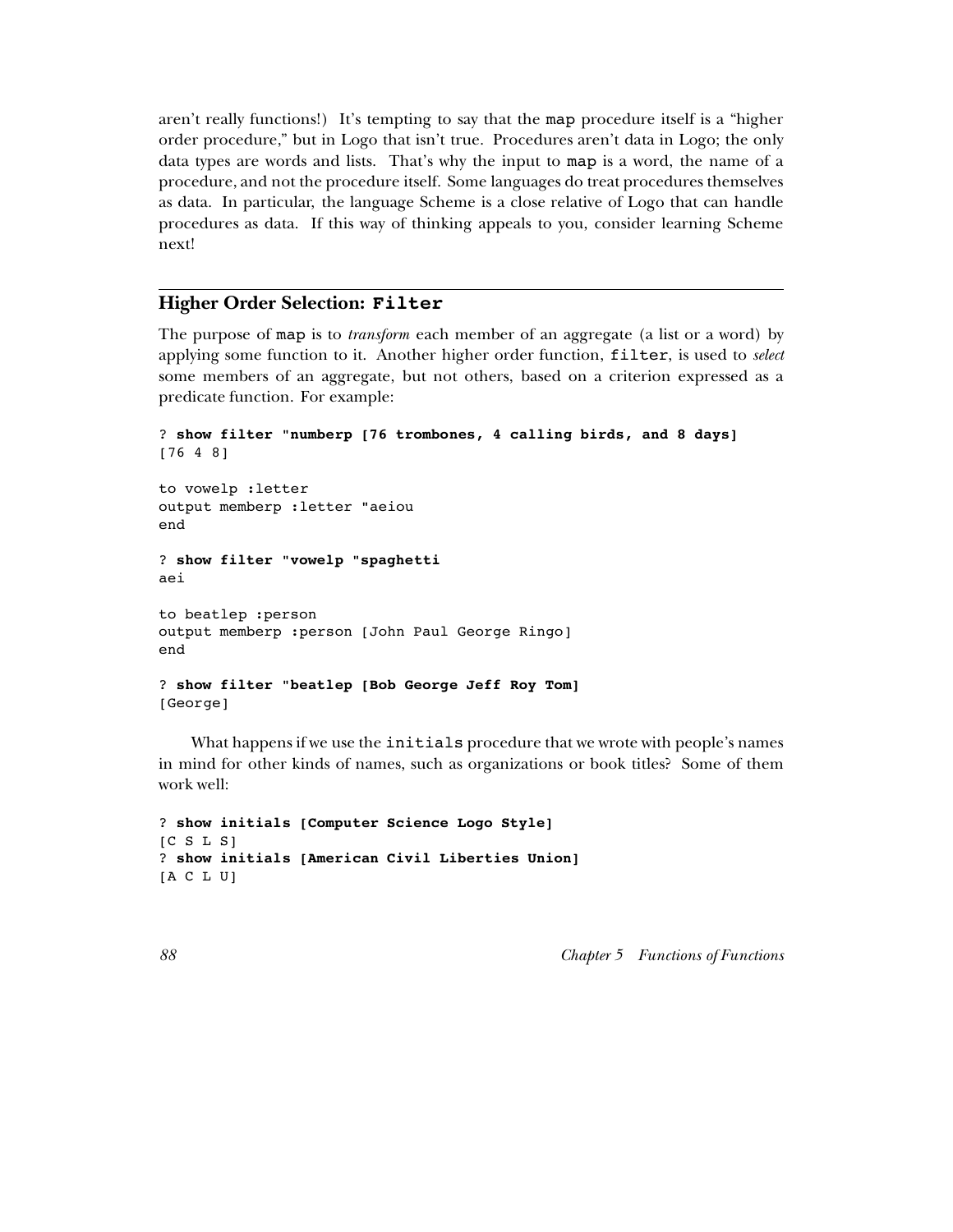aren't really functions!) It's tempting to say that the map procedure itself is a "higher order procedure," but in Logo that isn't true. Procedures aren't data in Logo; the only data types are words and lists. That's why the input to map is a word, the name of a procedure, and not the procedure itself. Some languages do treat procedures themselves as data. In particular, the language Scheme is a close relative of Logo that can handle procedures as data. If this way of thinking appeals to you, consider learning Scheme next!

## Higher Order Selection: **Filter**

The purpose of map is to *transform* each member of an aggregate (a list or a word) by applying some function to it. Another higher order function, filter, is used to *select* some members of an aggregate, but not others, based on a criterion expressed as a predicate function. For example:

```
? show filter "numberp [76 trombones, 4 calling birds, and 8 days]
[76 4 8]

to vowelp :letter
output memberp :letter "aeiou
end

? show filter "vowelp "spaghetti
aei

to beatlep :person
output memberp :person [John Paul George Ringo]
end

? show filter "beatlep [Bob George Jeff Roy Tom]
[George]
```

What happens if we use the initials procedure that we wrote with people's names in mind for other kinds of names, such as organizations or book titles? Some of them work well:

```
? show initials [Computer Science Logo Style]
[C S L S]
? show initials [American Civil Liberties Union]
[A C L U]
```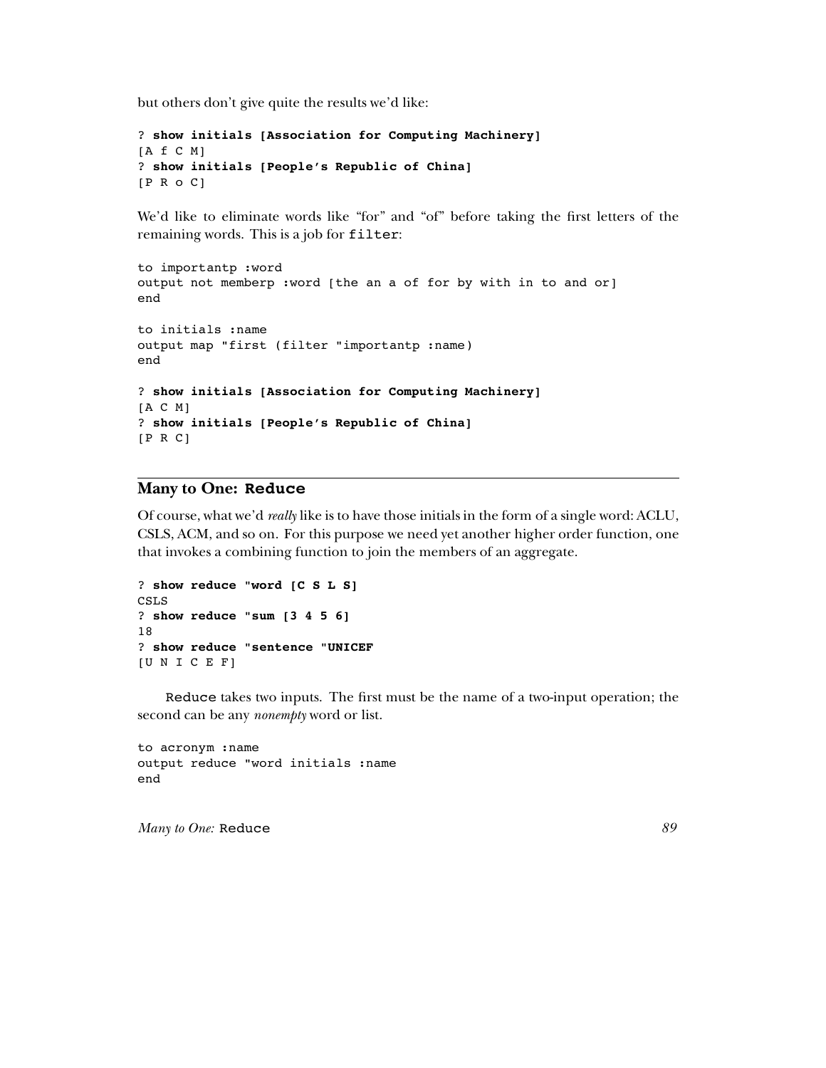but others don't give quite the results we'd like:

```
? show initials [Association for Computing Machinery]
[A f C M]
? show initials [People's Republic of China]
[P R o C]
```

We'd like to eliminate words like "for" and "of" before taking the first letters of the remaining words. This is a job for `filter`:

```
to importantp :word
output not memberp :word [the an a of for by with in to and or]
end

to initials :name
output map "first (filter "importantp :name)
end

? show initials [Association for Computing Machinery]
[A C M]
? show initials [People's Republic of China]
[P R C]
```

## Many to One: `Reduce`

Of course, what we'd *really* like is to have those initials in the form of a single word: ACLU, CSLS, ACM, and so on. For this purpose we need yet another higher order function, one that invokes a combining function to join the members of an aggregate.

```
? show reduce "word [C S L S]
CSLS
? show reduce "sum [3 4 5 6]
18
? show reduce "sentence "UNICEF
[U N I C E F]
```

`Reduce` takes two inputs. The first must be the name of a two-input operation; the second can be any *nonempty* word or list.

```
to acronym :name
output reduce "word initials :name
end
```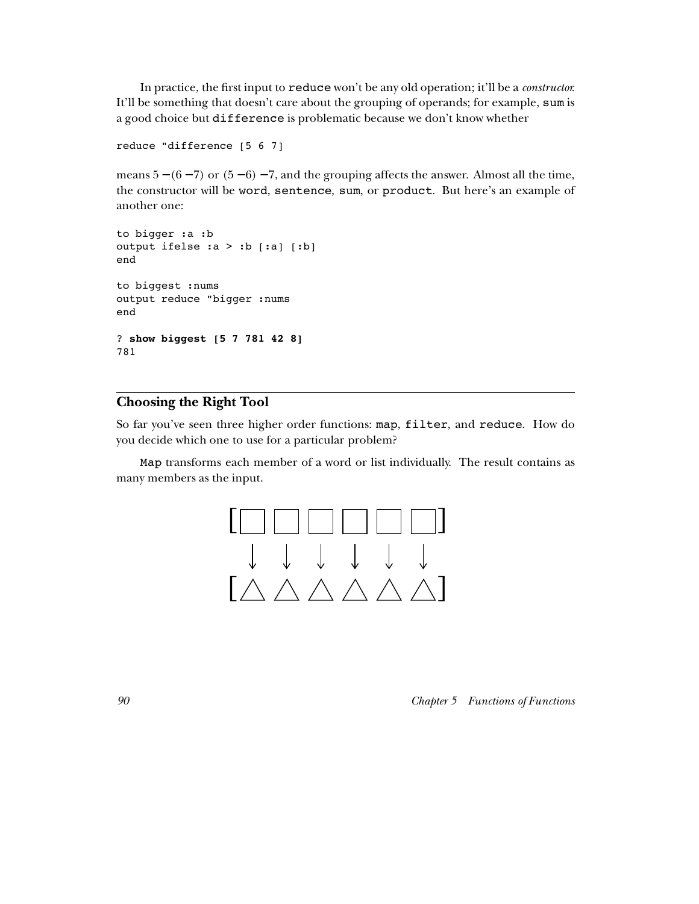In practice, the first input to `reduce` won't be any old operation; it'll be a *constructor*. It'll be something that doesn't care about the grouping of operands; for example, `sum` is a good choice but `difference` is problematic because we don't know whether

```
reduce "difference [5 6 7]
```

means $5 - (6 - 7)$ or $(5 - 6) - 7$, and the grouping affects the answer. Almost all the time, the constructor will be `word`, `sentence`, `sum`, or `product`. But here's an example of another one:

```
to bigger :a :b
output ifelse :a > :b [:a] [:b]
end

to biggest :nums
output reduce "bigger :nums
end

? show biggest [5 7 781 42 8]
781
```

## Choosing the Right Tool

So far you've seen three higher order functions: `map`, `filter`, and `reduce`. How do you decide which one to use for a particular problem?

`Map` transforms each member of a word or list individually. The result contains as many members as the input.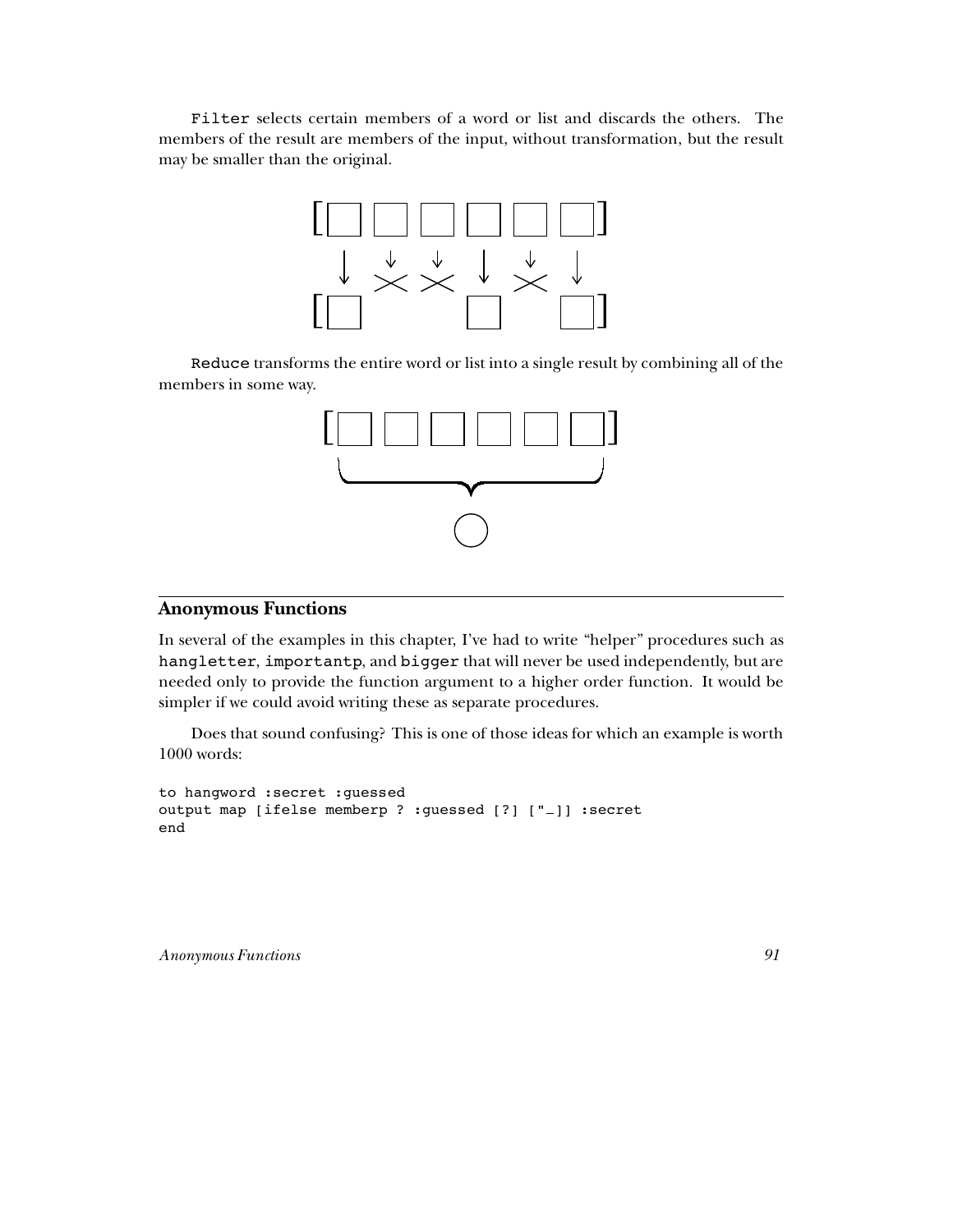`Filter` selects certain members of a word or list and discards the others. The members of the result are members of the input, without transformation, but the result may be smaller than the original.

`Reduce` transforms the entire word or list into a single result by combining all of the members in some way.

## Anonymous Functions

In several of the examples in this chapter, I've had to write "helper" procedures such as `hangletter`, `importantp`, and `bigger` that will never be used independently, but are needed only to provide the function argument to a higher order function. It would be simpler if we could avoid writing these as separate procedures.

Does that sound confusing? This is one of those ideas for which an example is worth 1000 words:

```
to hangword :secret :guessed
output map [ifelse memberp ? :guessed [?] ["_]] :secret
end
```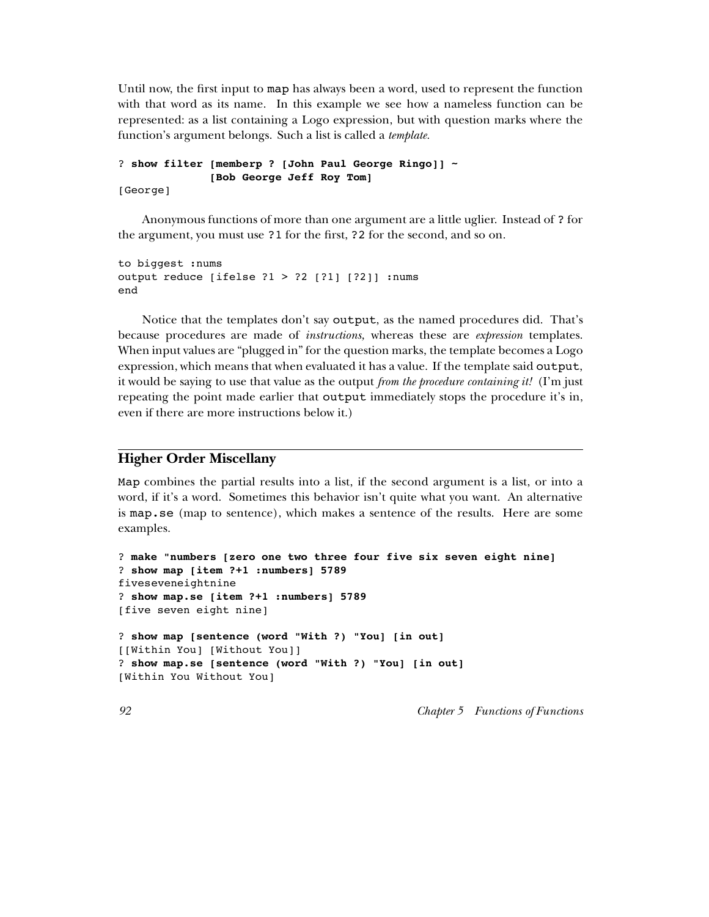Until now, the first input to map has always been a word, used to represent the function with that word as its name. In this example we see how a nameless function can be represented: as a list containing a Logo expression, but with question marks where the function's argument belongs. Such a list is called a *template.*

```
? show filter [memberp ? [John Paul George Ringo]] ~
              [Bob George Jeff Roy Tom]
[George]
```

Anonymous functions of more than one argument are a little uglier. Instead of ? for the argument, you must use ?1 for the first, ?2 for the second, and so on.

```
to biggest :nums
output reduce [ifelse ?1 > ?2 [?1] [?2]] :nums
end
```

Notice that the templates don't say output, as the named procedures did. That's because procedures are made of *instructions,* whereas these are *expression* templates. When input values are "plugged in" for the question marks, the template becomes a Logo expression, which means that when evaluated it has a value. If the template said output, it would be saying to use that value as the output *from the procedure containing it!* (I'm just repeating the point made earlier that output immediately stops the procedure it's in, even if there are more instructions below it.)

## Higher Order Miscellany

Map combines the partial results into a list, if the second argument is a list, or into a word, if it's a word. Sometimes this behavior isn't quite what you want. An alternative is map.se (map to sentence), which makes a sentence of the results. Here are some examples.

```
? make "numbers [zero one two three four five six seven eight nine]
? show map [item ?+1 :numbers] 5789
fivesevene ightnine
? show map.se [item ?+1 :numbers] 5789
[five seven eight nine]

? show map [sentence (word "With ?) "You] [in out]
[[Within You] [Without You]]
? show map.se [sentence (word "With ?) "You] [in out]
[Within You Without You]
```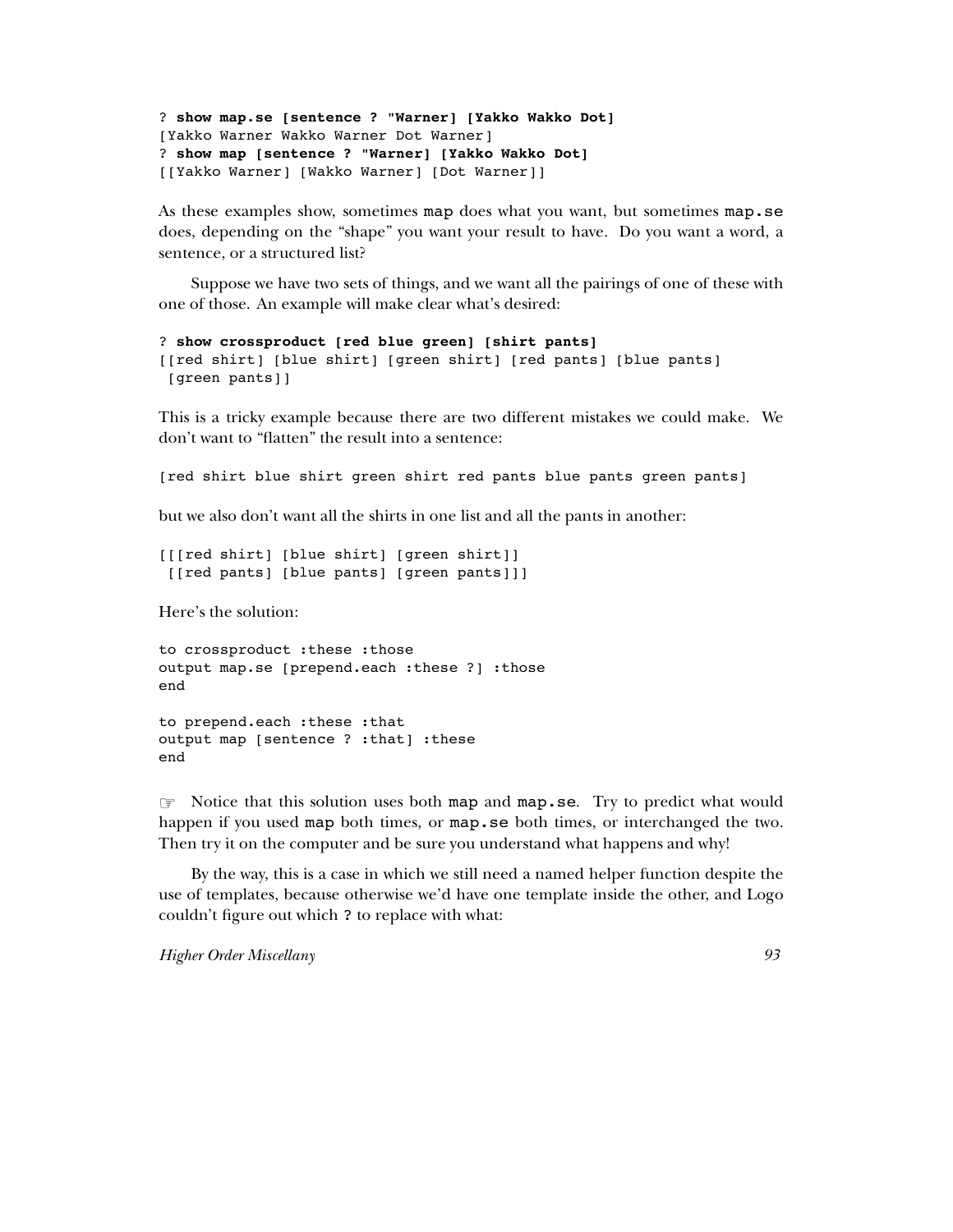```
? show map.se [sentence ? "Warner] [Yakko Wakko Dot]
[Yakko Warner Wakko Warner Dot Warner]
? show map [sentence ? "Warner] [Yakko Wakko Dot]
[[Yakko Warner] [Wakko Warner] [Dot Warner]]
```

As these examples show, sometimes `map` does what you want, but sometimes `map.se` does, depending on the "shape" you want your result to have. Do you want a word, a sentence, or a structured list?

Suppose we have two sets of things, and we want all the pairings of one of these with one of those. An example will make clear what's desired:

```
? show crossproduct [red blue green] [shirt pants]
[[red shirt] [blue shirt] [green shirt] [red pants] [blue pants]
 [green pants]]
```

This is a tricky example because there are two different mistakes we could make. We don't want to "flatten" the result into a sentence:

```
[red shirt blue shirt green shirt red pants blue pants green pants]
```

but we also don't want all the shirts in one list and all the pants in another:

```
[[[red shirt] [blue shirt] [green shirt]]
 [[red pants] [blue pants] [green pants]]]
```

Here's the solution:

```
to crossproduct :these :those
output map.se [prepend.each :these ?] :those
end

to prepend.each :these :that
output map [sentence ? :that] :these
end
```

☞ Notice that this solution uses both `map` and `map.se`. Try to predict what would happen if you used `map` both times, or `map.se` both times, or interchanged the two. Then try it on the computer and be sure you understand what happens and why!

By the way, this is a case in which we still need a named helper function despite the use of templates, because otherwise we'd have one template inside the other, and Logo couldn't figure out which `?` to replace with what: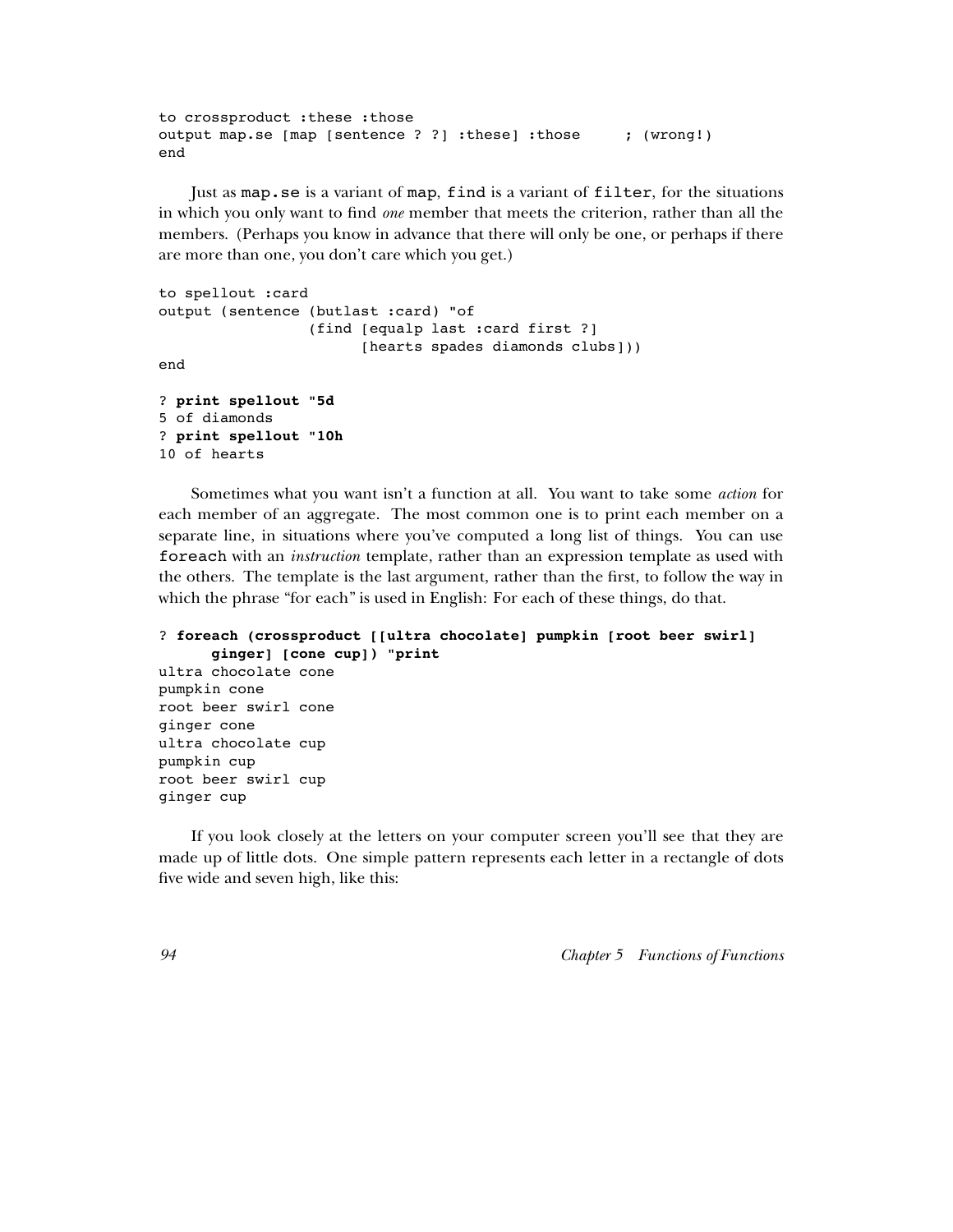```
to crossproduct :these :those
output map.se [map [sentence ? ?] :these] :those     ; (wrong!)
end
```

Just as `map.se` is a variant of `map`, `find` is a variant of `filter`, for the situations in which you only want to find *one* member that meets the criterion, rather than all the members. (Perhaps you know in advance that there will only be one, or perhaps if there are more than one, you don't care which you get.)

```
to spellout :card
output (sentence (butlast :card) "of
                 (find [equalp last :card first ?]
                       [hearts spades diamonds clubs]))
end

? print spellout "5d
5 of diamonds
? print spellout "10h
10 of hearts
```

Sometimes what you want isn't a function at all. You want to take some *action* for each member of an aggregate. The most common one is to print each member on a separate line, in situations where you've computed a long list of things. You can use `foreach` with an *instruction* template, rather than an expression template as used with the others. The template is the last argument, rather than the first, to follow the way in which the phrase "for each" is used in English: For each of these things, do that.

```
? foreach (crossproduct [[ultra chocolate] pumpkin [root beer swirl]
      ginger] [cone cup]) "print
ultra chocolate cone
pumpkin cone
root beer swirl cone
ginger cone
ultra chocolate cup
pumpkin cup
root beer swirl cup
ginger cup
```

If you look closely at the letters on your computer screen you'll see that they are made up of little dots. One simple pattern represents each letter in a rectangle of dots five wide and seven high, like this: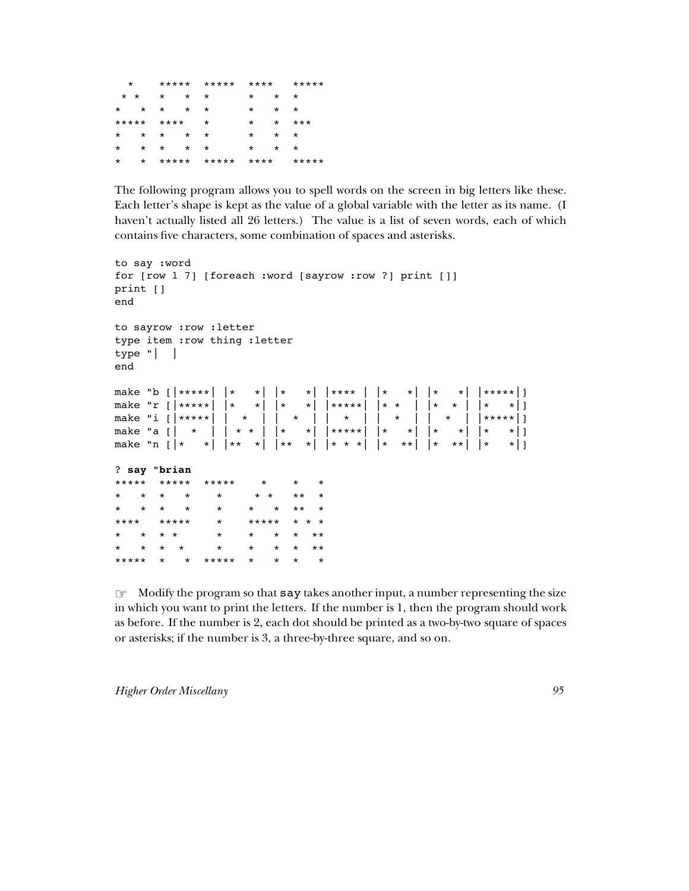```
  *    *****  *****  ****   *****
 * *   *   *  *      *   *  *
*   *  *   *  *      *   *  *
*****  ****   *      *   *  ***
*   *  *   *  *      *   *  *
*   *  *   *  *      *   *  *
*   *  *****  *****  ****   *****
```

The following program allows you to spell words on the screen in big letters like these. Each letter's shape is kept as the value of a global variable with the letter as its name. (I haven't actually listed all 26 letters.) The value is a list of seven words, each of which contains five characters, some combination of spaces and asterisks.

```
to say :word
for [row 1 7] [foreach :word [sayrow :row ?] print []]
print []
end

to sayrow :row :letter
type item :row thing :letter
type "|  |
end

make "b [|*****| |*   *| |*   *| |**** | |*   *| |*   *| |*****|]
make "r [|*****| |*   *| |*   *| |*****| |* *  | |*  * | |*   *|]
make "i [|*****| |  *  | |  *  | |  *  | |  *  | |  *  | |*****|]
make "a [|  *  | | * * | |*   *| |*****| |*   *| |*   *| |*   *|]
make "n [|*   *| |**  *| |**  *| |* * *| |*  **| |*  **| |*   *|]

? say "brian
*****  *****  *****    *    *   *
*   *  *   *    *     * *   **  *
*   *  *   *    *    *   *  **  *
****   *****    *    *****  * * *
*   *  * *      *    *   *  *  **
*   *  *  *     *    *   *  *  **
*****  *   *  *****  *   *  *   *
```

☞ Modify the program so that `say` takes another input, a number representing the size in which you want to print the letters. If the number is 1, then the program should work as before. If the number is 2, each dot should be printed as a two-by-two square of spaces or asterisks; if the number is 3, a three-by-three square, and so on.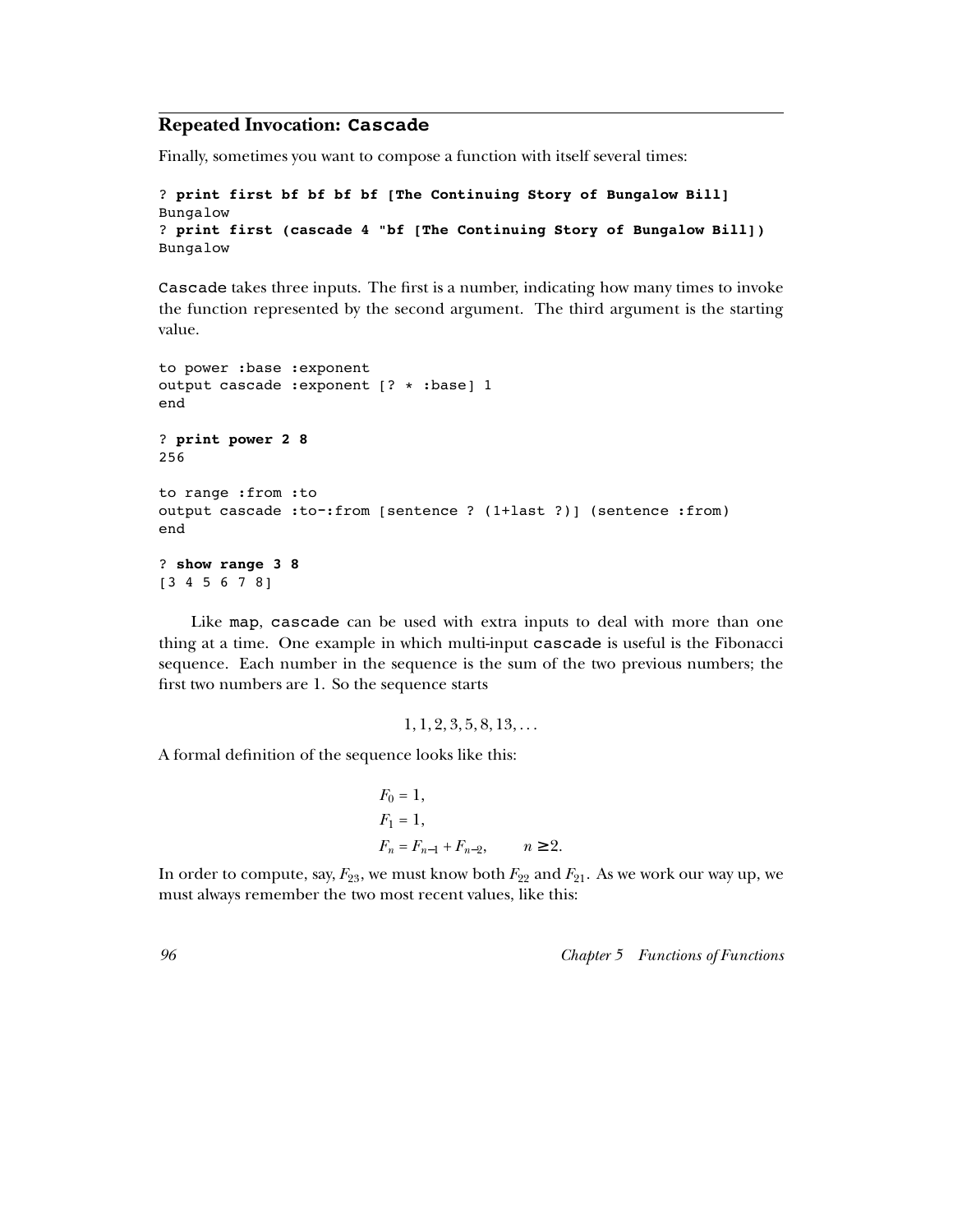## Repeated Invocation: `Cascade`

Finally, sometimes you want to compose a function with itself several times:

```
? print first bf bf bf bf [The Continuing Story of Bungalow Bill]
Bungalow
? print first (cascade 4 "bf [The Continuing Story of Bungalow Bill])
Bungalow
```

`Cascade` takes three inputs. The first is a number, indicating how many times to invoke the function represented by the second argument. The third argument is the starting value.

```
to power :base :exponent
output cascade :exponent [? * :base] 1
end

? print power 2 8
256

to range :from :to
output cascade :to-:from [sentence ? (1+last ?)] (sentence :from)
end

? show range 3 8
[3 4 5 6 7 8]
```

Like `map`, `cascade` can be used with extra inputs to deal with more than one thing at a time. One example in which multi-input `cascade` is useful is the Fibonacci sequence. Each number in the sequence is the sum of the two previous numbers; the first two numbers are 1. So the sequence starts

$$1, 1, 2, 3, 5, 8, 13, \ldots$$

A formal definition of the sequence looks like this:

$$F_0 = 1,$$
$$F_1 = 1,$$
$$F_n = F_{n-1} + F_{n-2}, \qquad n \geq 2.$$

In order to compute, say, $F_{23}$, we must know both $F_{22}$ and $F_{21}$. As we work our way up, we must always remember the two most recent values, like this: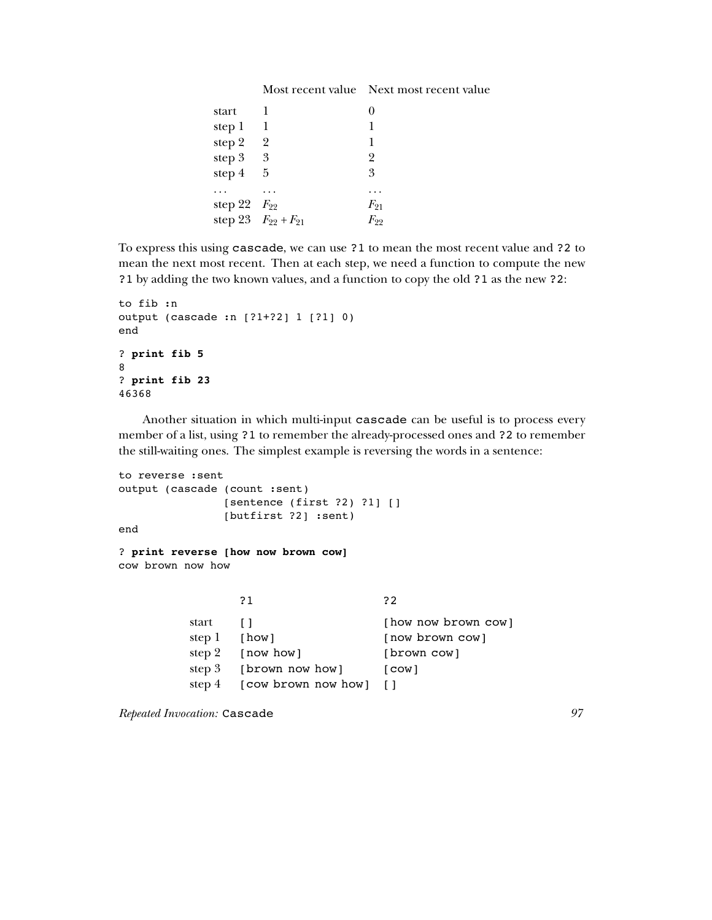| | Most recent value | Next most recent value |
|---|---|---|
| start | 1 | 0 |
| step 1 | 1 | 1 |
| step 2 | 2 | 1 |
| step 3 | 3 | 2 |
| step 4 | 5 | 3 |
| ... | ... | ... |
| step 22 | $F_{22}$ | $F_{21}$ |
| step 23 | $F_{22} + F_{21}$ | $F_{22}$ |

To express this using `cascade`, we can use `?1` to mean the most recent value and `?2` to mean the next most recent. Then at each step, we need a function to compute the new `?1` by adding the two known values, and a function to copy the old `?1` as the new `?2`:

```
to fib :n
output (cascade :n [?1+?2] 1 [?1] 0)
end

? print fib 5
8
? print fib 23
46368
```

Another situation in which multi-input `cascade` can be useful is to process every member of a list, using `?1` to remember the already-processed ones and `?2` to remember the still-waiting ones. The simplest example is reversing the words in a sentence:

```
to reverse :sent
output (cascade (count :sent)
                [sentence (first ?2) ?1] []
                [butfirst ?2] :sent)
end

? print reverse [how now brown cow]
cow brown now how
```

| | ?1 | ?2 |
|---|---|---|
| start | [] | [how now brown cow] |
| step 1 | [how] | [now brown cow] |
| step 2 | [now how] | [brown cow] |
| step 3 | [brown now how] | [cow] |
| step 4 | [cow brown now how] | [] |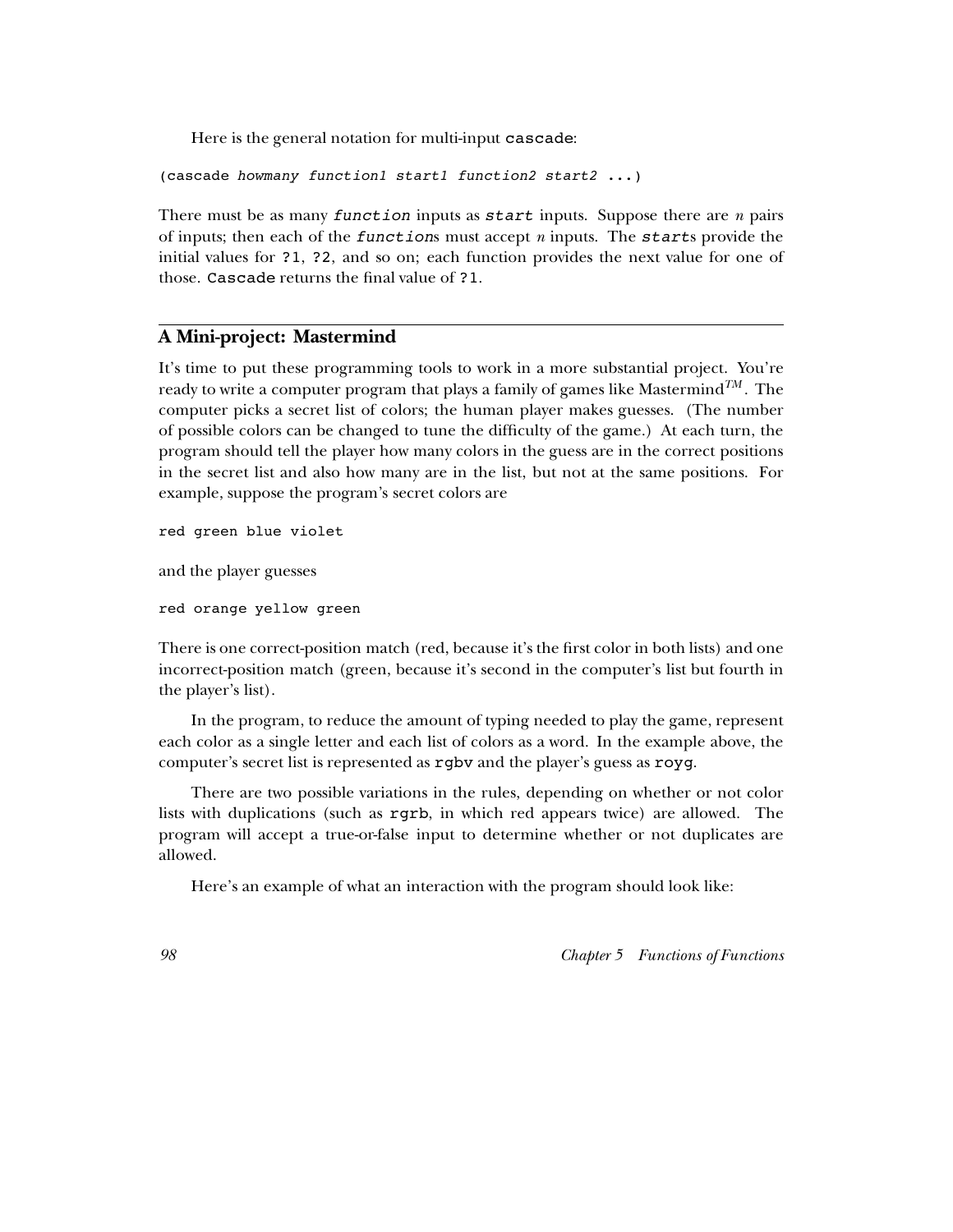Here is the general notation for multi-input `cascade`:

```
(cascade howmany function1 start1 function2 start2 ...)
```

There must be as many *`function`* inputs as *`start`* inputs. Suppose there are *n* pairs of inputs; then each of the *`function`*s must accept *n* inputs. The *`start`*s provide the initial values for `?1`, `?2`, and so on; each function provides the next value for one of those. `Cascade` returns the final value of `?1`.

## A Mini-project: Mastermind

It's time to put these programming tools to work in a more substantial project. You're ready to write a computer program that plays a family of games like Mastermind$^{TM}$. The computer picks a secret list of colors; the human player makes guesses. (The number of possible colors can be changed to tune the difficulty of the game.) At each turn, the program should tell the player how many colors in the guess are in the correct positions in the secret list and also how many are in the list, but not at the same positions. For example, suppose the program's secret colors are

```
red green blue violet
```

and the player guesses

```
red orange yellow green
```

There is one correct-position match (red, because it's the first color in both lists) and one incorrect-position match (green, because it's second in the computer's list but fourth in the player's list).

In the program, to reduce the amount of typing needed to play the game, represent each color as a single letter and each list of colors as a word. In the example above, the computer's secret list is represented as `rgbv` and the player's guess as `royg`.

There are two possible variations in the rules, depending on whether or not color lists with duplications (such as `rgrb`, in which red appears twice) are allowed. The program will accept a true-or-false input to determine whether or not duplicates are allowed.

Here's an example of what an interaction with the program should look like: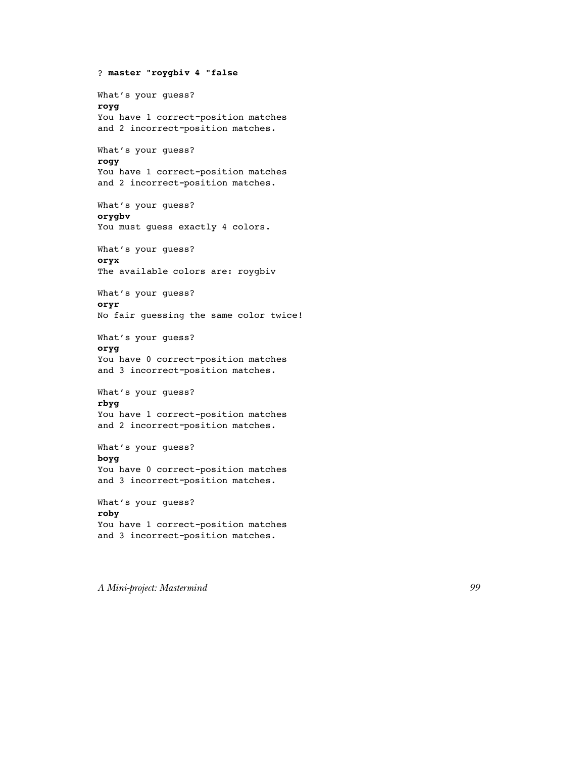```
? master "roygbiv 4 "false

What's your guess?
royg
You have 1 correct-position matches
and 2 incorrect-position matches.

What's your guess?
rogy
You have 1 correct-position matches
and 2 incorrect-position matches.

What's your guess?
orygbv
You must guess exactly 4 colors.

What's your guess?
oryx
The available colors are: roygbiv

What's your guess?
oryr
No fair guessing the same color twice!

What's your guess?
oryg
You have 0 correct-position matches
and 3 incorrect-position matches.

What's your guess?
rbyg
You have 1 correct-position matches
and 2 incorrect-position matches.

What's your guess?
boyg
You have 0 correct-position matches
and 3 incorrect-position matches.

What's your guess?
roby
You have 1 correct-position matches
and 3 incorrect-position matches.
```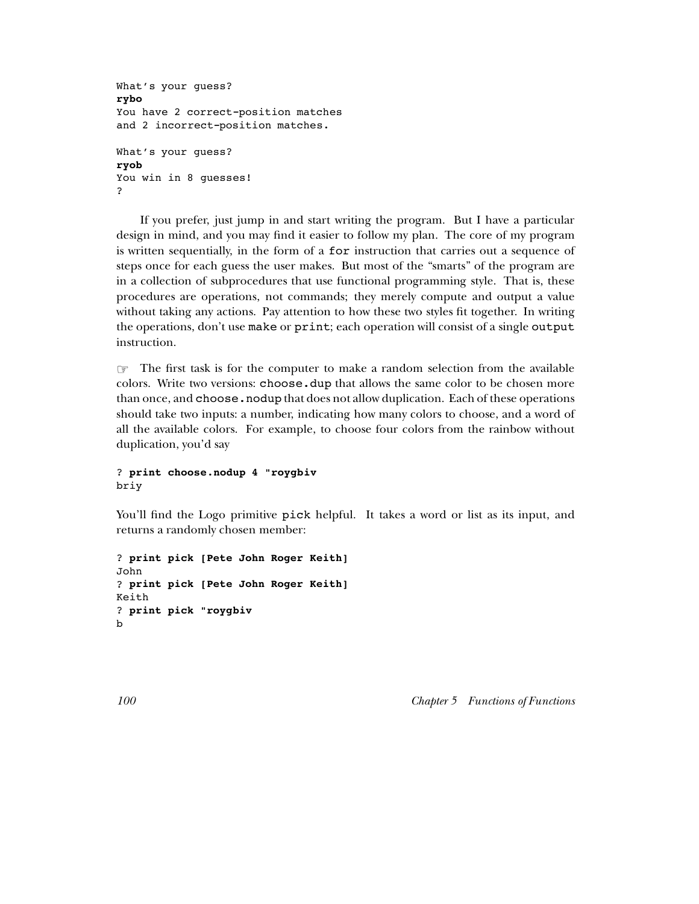```
What's your guess?
rybo
You have 2 correct-position matches
and 2 incorrect-position matches.

What's your guess?
ryob
You win in 8 guesses!
?
```

If you prefer, just jump in and start writing the program. But I have a particular design in mind, and you may find it easier to follow my plan. The core of my program is written sequentially, in the form of a `for` instruction that carries out a sequence of steps once for each guess the user makes. But most of the "smarts" of the program are in a collection of subprocedures that use functional programming style. That is, these procedures are operations, not commands; they merely compute and output a value without taking any actions. Pay attention to how these two styles fit together. In writing the operations, don't use `make` or `print`; each operation will consist of a single `output` instruction.

☞ The first task is for the computer to make a random selection from the available colors. Write two versions: `choose.dup` that allows the same color to be chosen more than once, and `choose.nodup` that does not allow duplication. Each of these operations should take two inputs: a number, indicating how many colors to choose, and a word of all the available colors. For example, to choose four colors from the rainbow without duplication, you'd say

```
? print choose.nodup 4 "roygbiv
briy
```

You'll find the Logo primitive `pick` helpful. It takes a word or list as its input, and returns a randomly chosen member:

```
? print pick [Pete John Roger Keith]
John
? print pick [Pete John Roger Keith]
Keith
? print pick "roygbiv
b
```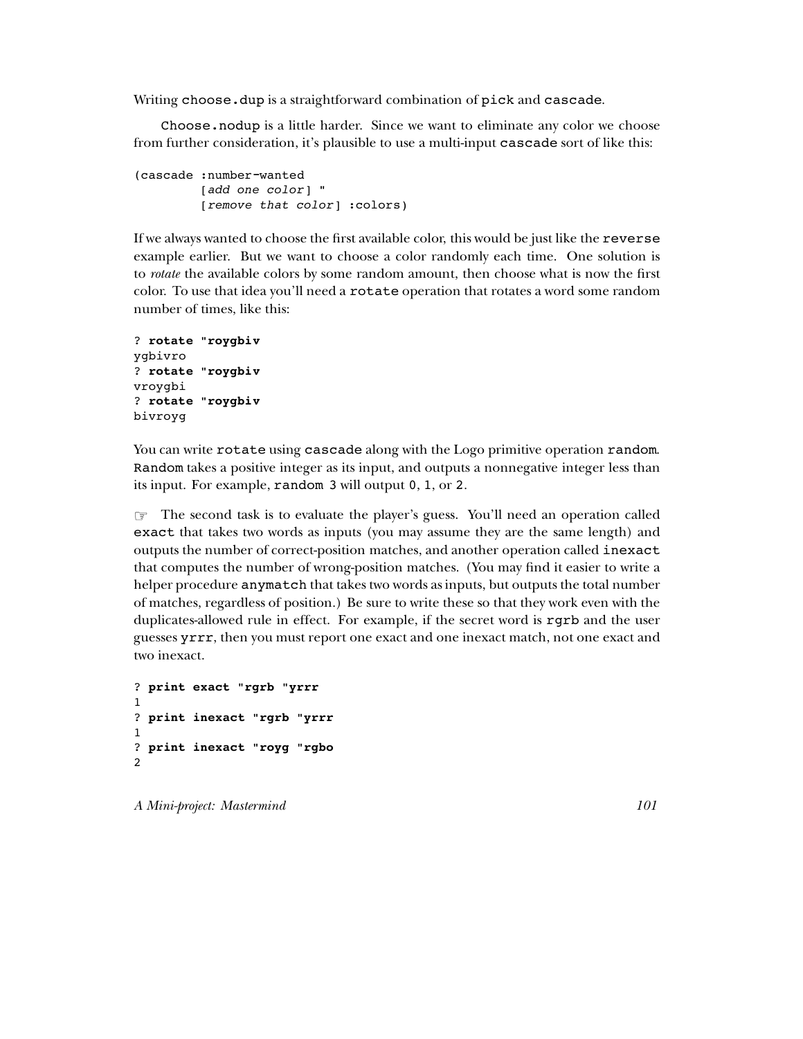Writing `choose.dup` is a straightforward combination of `pick` and `cascade`.

`Choose.nodup` is a little harder. Since we want to eliminate any color we choose from further consideration, it's plausible to use a multi-input `cascade` sort of like this:

```
(cascade :number-wanted
         [add one color] "
         [remove that color] :colors)
```

If we always wanted to choose the first available color, this would be just like the `reverse` example earlier. But we want to choose a color randomly each time. One solution is to *rotate* the available colors by some random amount, then choose what is now the first color. To use that idea you'll need a `rotate` operation that rotates a word some random number of times, like this:

```
? rotate "roygbiv
ygbivro
? rotate "roygbiv
vroygbi
? rotate "roygbiv
bivroyg
```

You can write `rotate` using `cascade` along with the Logo primitive operation `random`. `Random` takes a positive integer as its input, and outputs a nonnegative integer less than its input. For example, `random 3` will output `0`, `1`, or `2`.

☞ The second task is to evaluate the player's guess. You'll need an operation called `exact` that takes two words as inputs (you may assume they are the same length) and outputs the number of correct-position matches, and another operation called `inexact` that computes the number of wrong-position matches. (You may find it easier to write a helper procedure `anymatch` that takes two words as inputs, but outputs the total number of matches, regardless of position.) Be sure to write these so that they work even with the duplicates-allowed rule in effect. For example, if the secret word is `rgrb` and the user guesses `yrrr`, then you must report one exact and one inexact match, not one exact and two inexact.

```
? print exact "rgrb "yrrr
1
? print inexact "rgrb "yrrr
1
? print inexact "royg "rgbo
2
```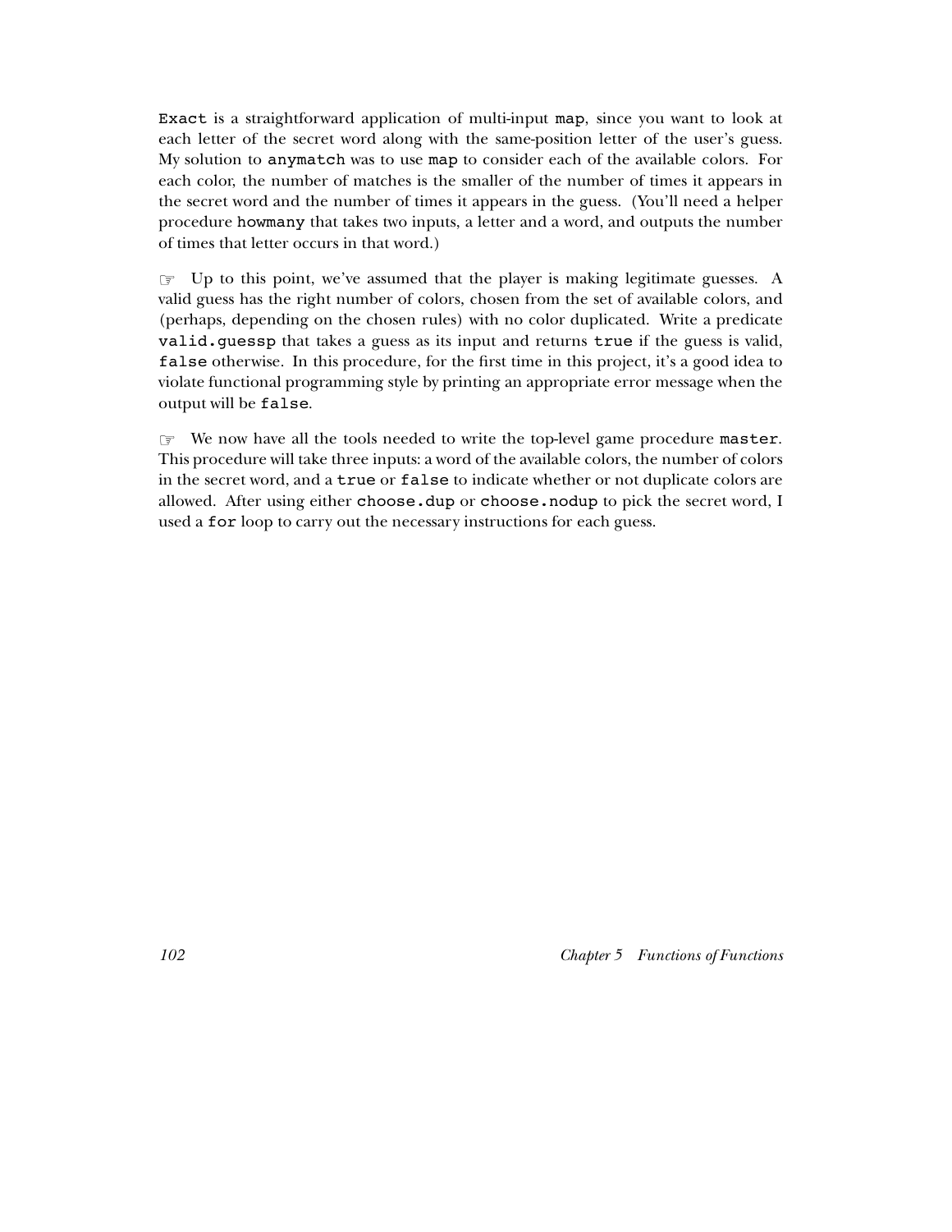`Exact` is a straightforward application of multi-input `map`, since you want to look at each letter of the secret word along with the same-position letter of the user's guess. My solution to `anymatch` was to use `map` to consider each of the available colors. For each color, the number of matches is the smaller of the number of times it appears in the secret word and the number of times it appears in the guess. (You'll need a helper procedure `howmany` that takes two inputs, a letter and a word, and outputs the number of times that letter occurs in that word.)

☞ Up to this point, we've assumed that the player is making legitimate guesses. A valid guess has the right number of colors, chosen from the set of available colors, and (perhaps, depending on the chosen rules) with no color duplicated. Write a predicate `valid.guessp` that takes a guess as its input and returns `true` if the guess is valid, `false` otherwise. In this procedure, for the first time in this project, it's a good idea to violate functional programming style by printing an appropriate error message when the output will be `false`.

☞ We now have all the tools needed to write the top-level game procedure `master`. This procedure will take three inputs: a word of the available colors, the number of colors in the secret word, and a `true` or `false` to indicate whether or not duplicate colors are allowed. After using either `choose.dup` or `choose.nodup` to pick the secret word, I used a `for` loop to carry out the necessary instructions for each guess.